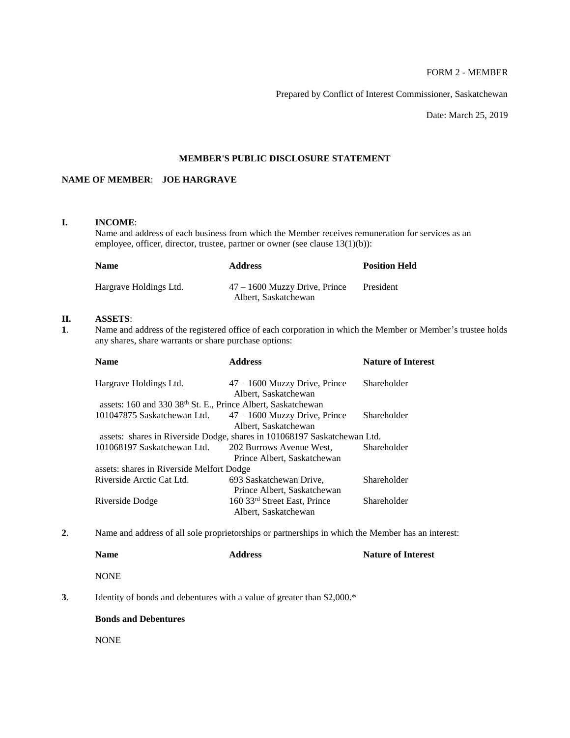FORM 2 - MEMBER

Prepared by Conflict of Interest Commissioner, Saskatchewan

Date: March 25, 2019

**MEMBER'S PUBLIC DISCLOSURE STATEMENT**

**NAME OF MEMBER**: **JOE HARGRAVE**

**I. INCOME**:

Name and address of each business from which the Member receives remuneration for services as an employee, officer, director, trustee, partner or owner (see clause 13(1)(b)):

| Name | Address | Position Held |
|---|---|---|
| Hargrave Holdings Ltd. | 47 – 1600 Muzzy Drive, Prince Albert, Saskatchewan | President |

**II. ASSETS**:

**1**. Name and address of the registered office of each corporation in which the Member or Member's trustee holds any shares, share warrants or share purchase options:

| Name | Address | Nature of Interest |
|---|---|---|
| Hargrave Holdings Ltd. | 47 – 1600 Muzzy Drive, Prince Albert, Saskatchewan | Shareholder |
| assets: 160 and 330 38th St. E., Prince Albert, Saskatchewan | | |
| 101047875 Saskatchewan Ltd. | 47 – 1600 Muzzy Drive, Prince Albert, Saskatchewan | Shareholder |
| assets: shares in Riverside Dodge, shares in 101068197 Saskatchewan Ltd. | | |
| 101068197 Saskatchewan Ltd. | 202 Burrows Avenue West, Prince Albert, Saskatchewan | Shareholder |
| assets: shares in Riverside Melfort Dodge | | |
| Riverside Arctic Cat Ltd. | 693 Saskatchewan Drive, Prince Albert, Saskatchewan | Shareholder |
| Riverside Dodge | 160 33rd Street East, Prince Albert, Saskatchewan | Shareholder |

**2**. Name and address of all sole proprietorships or partnerships in which the Member has an interest:

| Name | Address | Nature of Interest |
|---|---|---|
| NONE | | |

**3**. Identity of bonds and debentures with a value of greater than $2,000.*

**Bonds and Debentures**

NONE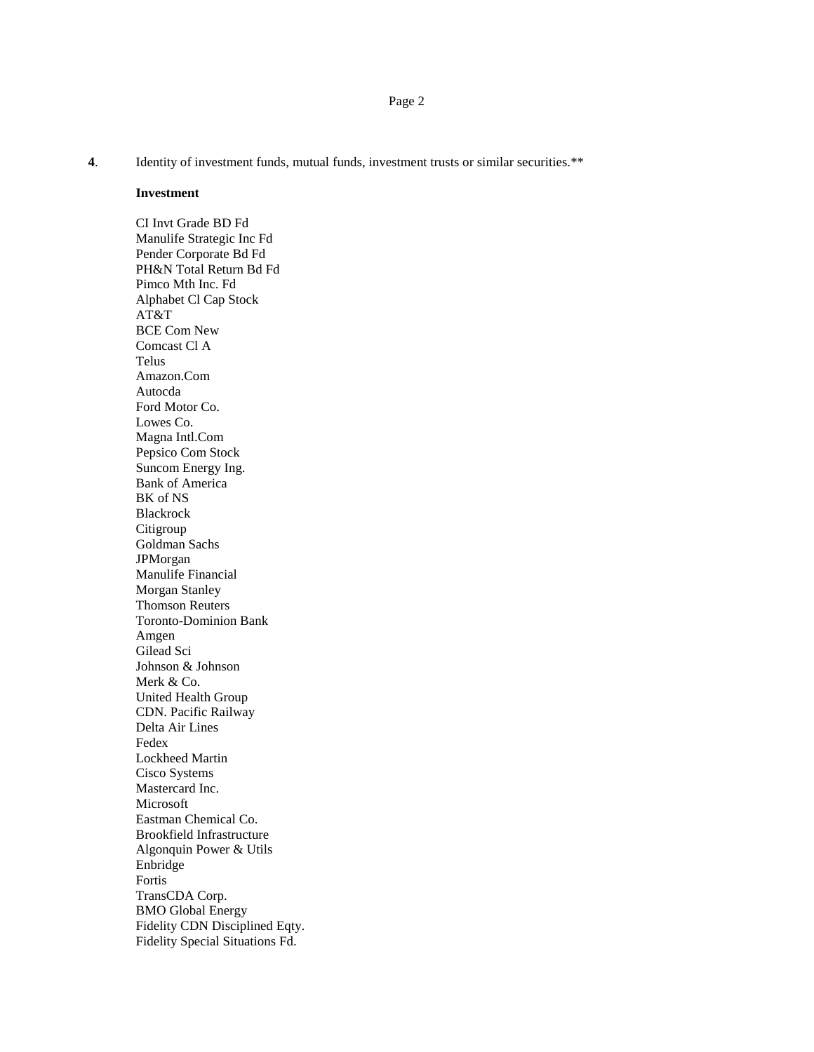**4**. Identity of investment funds, mutual funds, investment trusts or similar securities.**

**Investment**

CI Invt Grade BD Fd
Manulife Strategic Inc Fd
Pender Corporate Bd Fd
PH&N Total Return Bd Fd
Pimco Mth Inc. Fd
Alphabet Cl Cap Stock
AT&T
BCE Com New
Comcast Cl A
Telus
Amazon.Com
Autocda
Ford Motor Co.
Lowes Co.
Magna Intl.Com
Pepsico Com Stock
Suncom Energy Ing.
Bank of America
BK of NS
Blackrock
Citigroup
Goldman Sachs
JPMorgan
Manulife Financial
Morgan Stanley
Thomson Reuters
Toronto-Dominion Bank
Amgen
Gilead Sci
Johnson & Johnson
Merk & Co.
United Health Group
CDN. Pacific Railway
Delta Air Lines
Fedex
Lockheed Martin
Cisco Systems
Mastercard Inc.
Microsoft
Eastman Chemical Co.
Brookfield Infrastructure
Algonquin Power & Utils
Enbridge
Fortis
TransCDA Corp.
BMO Global Energy
Fidelity CDN Disciplined Eqty.
Fidelity Special Situations Fd.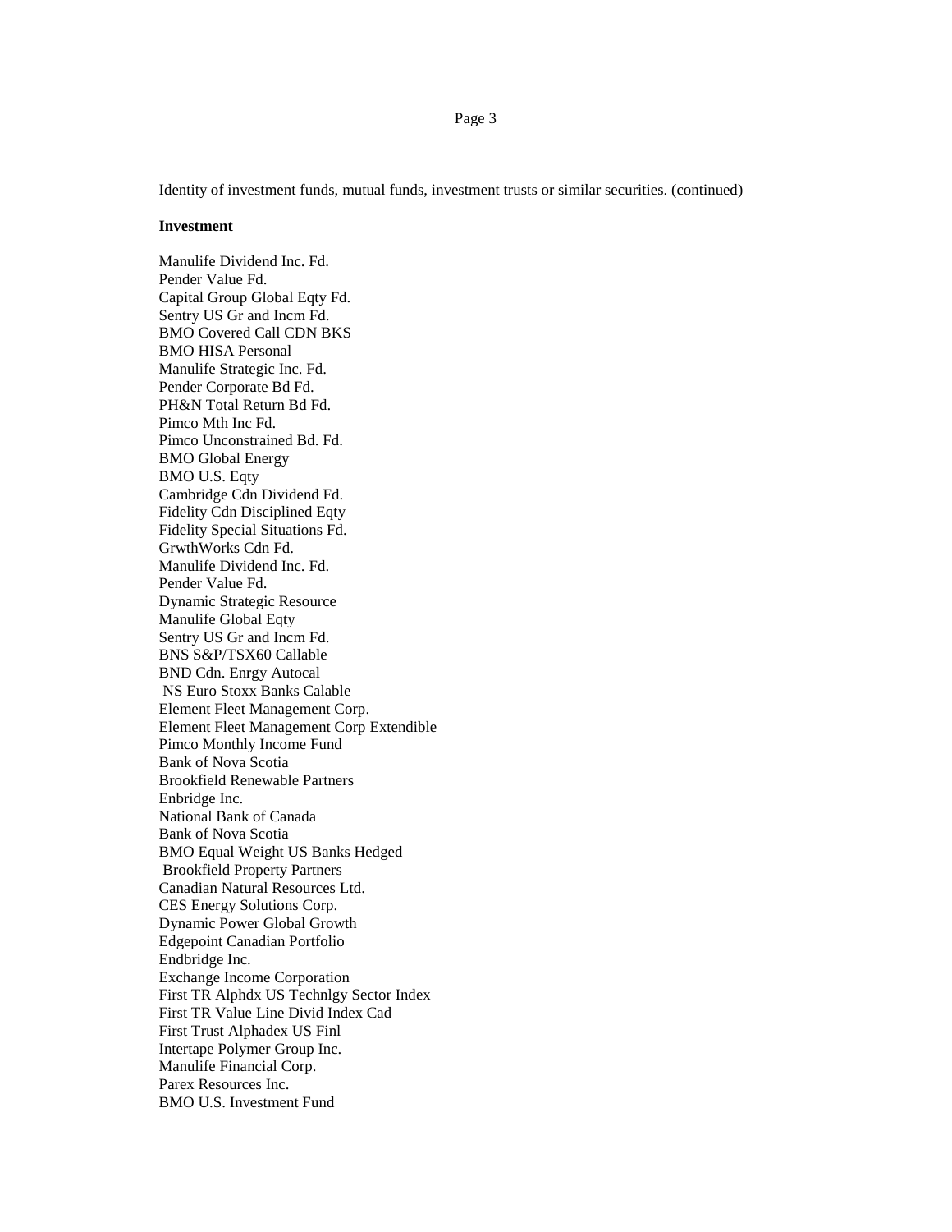Identity of investment funds, mutual funds, investment trusts or similar securities. (continued)

**Investment**

Manulife Dividend Inc. Fd.  
Pender Value Fd.  
Capital Group Global Eqty Fd.  
Sentry US Gr and Incm Fd.  
BMO Covered Call CDN BKS  
BMO HISA Personal  
Manulife Strategic Inc. Fd.  
Pender Corporate Bd Fd.  
PH&N Total Return Bd Fd.  
Pimco Mth Inc Fd.  
Pimco Unconstrained Bd. Fd.  
BMO Global Energy  
BMO U.S. Eqty  
Cambridge Cdn Dividend Fd.  
Fidelity Cdn Disciplined Eqty  
Fidelity Special Situations Fd.  
GrwthWorks Cdn Fd.  
Manulife Dividend Inc. Fd.  
Pender Value Fd.  
Dynamic Strategic Resource  
Manulife Global Eqty  
Sentry US Gr and Incm Fd.  
BNS S&P/TSX60 Callable  
BND Cdn. Enrgy Autocal  
NS Euro Stoxx Banks Calable  
Element Fleet Management Corp.  
Element Fleet Management Corp Extendible  
Pimco Monthly Income Fund  
Bank of Nova Scotia  
Brookfield Renewable Partners  
Enbridge Inc.  
National Bank of Canada  
Bank of Nova Scotia  
BMO Equal Weight US Banks Hedged  
Brookfield Property Partners  
Canadian Natural Resources Ltd.  
CES Energy Solutions Corp.  
Dynamic Power Global Growth  
Edgepoint Canadian Portfolio  
Endbridge Inc.  
Exchange Income Corporation  
First TR Alphdx US Technlgy Sector Index  
First TR Value Line Divid Index Cad  
First Trust Alphadex US Finl  
Intertape Polymer Group Inc.  
Manulife Financial Corp.  
Parex Resources Inc.  
BMO U.S. Investment Fund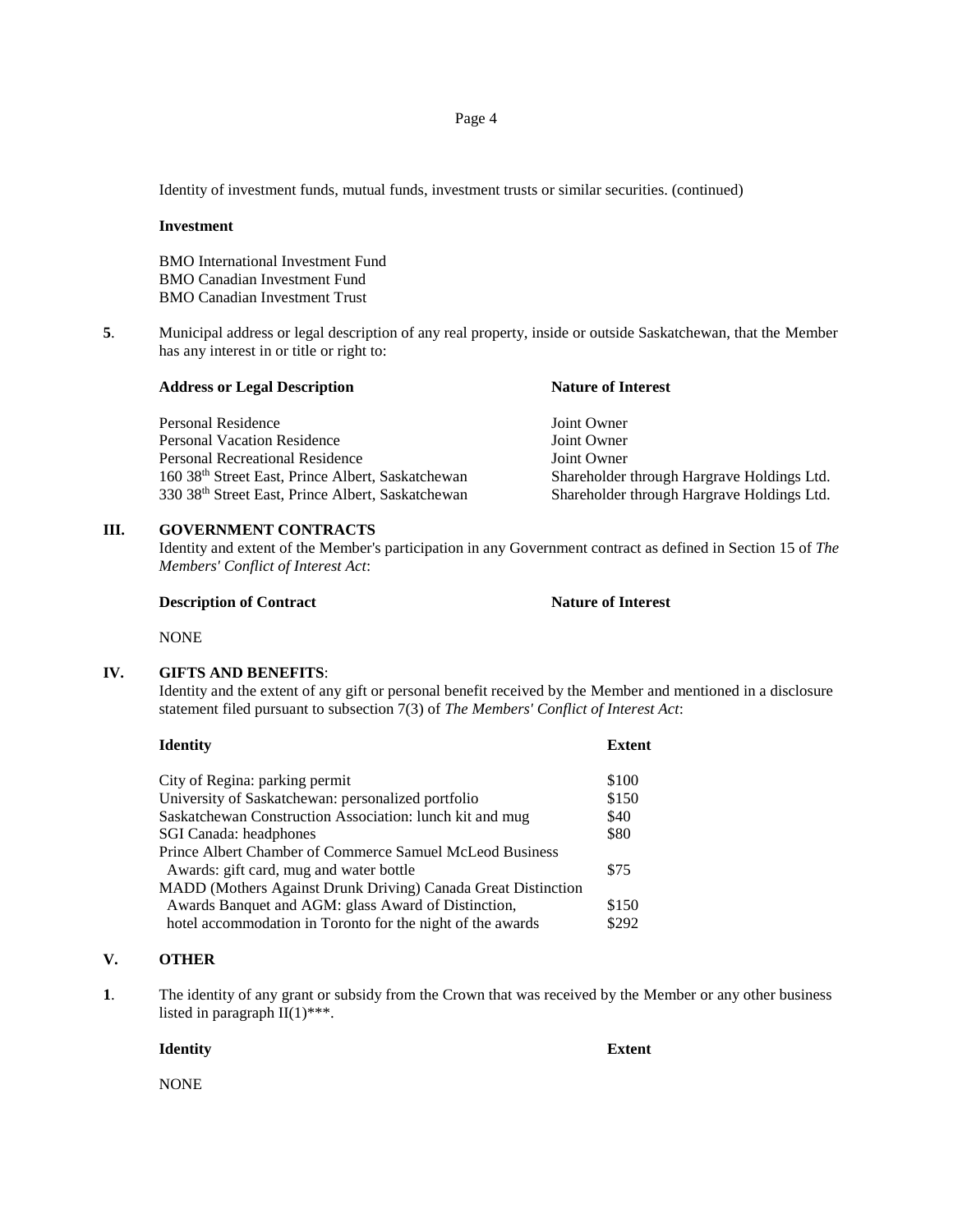Identity of investment funds, mutual funds, investment trusts or similar securities. (continued)

**Investment**

BMO International Investment Fund
BMO Canadian Investment Fund
BMO Canadian Investment Trust

**5**. Municipal address or legal description of any real property, inside or outside Saskatchewan, that the Member has any interest in or title or right to:

| **Address or Legal Description** | **Nature of Interest** |
|---|---|
| Personal Residence | Joint Owner |
| Personal Vacation Residence | Joint Owner |
| Personal Recreational Residence | Joint Owner |
| 160 38th Street East, Prince Albert, Saskatchewan | Shareholder through Hargrave Holdings Ltd. |
| 330 38th Street East, Prince Albert, Saskatchewan | Shareholder through Hargrave Holdings Ltd. |

## III. GOVERNMENT CONTRACTS

Identity and extent of the Member's participation in any Government contract as defined in Section 15 of *The Members' Conflict of Interest Act*:

| **Description of Contract** | **Nature of Interest** |
|---|---|
| NONE | |

## IV. GIFTS AND BENEFITS:

Identity and the extent of any gift or personal benefit received by the Member and mentioned in a disclosure statement filed pursuant to subsection 7(3) of *The Members' Conflict of Interest Act*:

| **Identity** | **Extent** |
|---|---|
| City of Regina: parking permit | $100 |
| University of Saskatchewan: personalized portfolio | $150 |
| Saskatchewan Construction Association: lunch kit and mug | $40 |
| SGI Canada: headphones | $80 |
| Prince Albert Chamber of Commerce Samuel McLeod Business Awards: gift card, mug and water bottle | $75 |
| MADD (Mothers Against Drunk Driving) Canada Great Distinction Awards Banquet and AGM: glass Award of Distinction, | $150 |
| hotel accommodation in Toronto for the night of the awards | $292 |

## V. OTHER

**1**. The identity of any grant or subsidy from the Crown that was received by the Member or any other business listed in paragraph II(1)***.

| **Identity** | **Extent** |
|---|---|
| NONE | |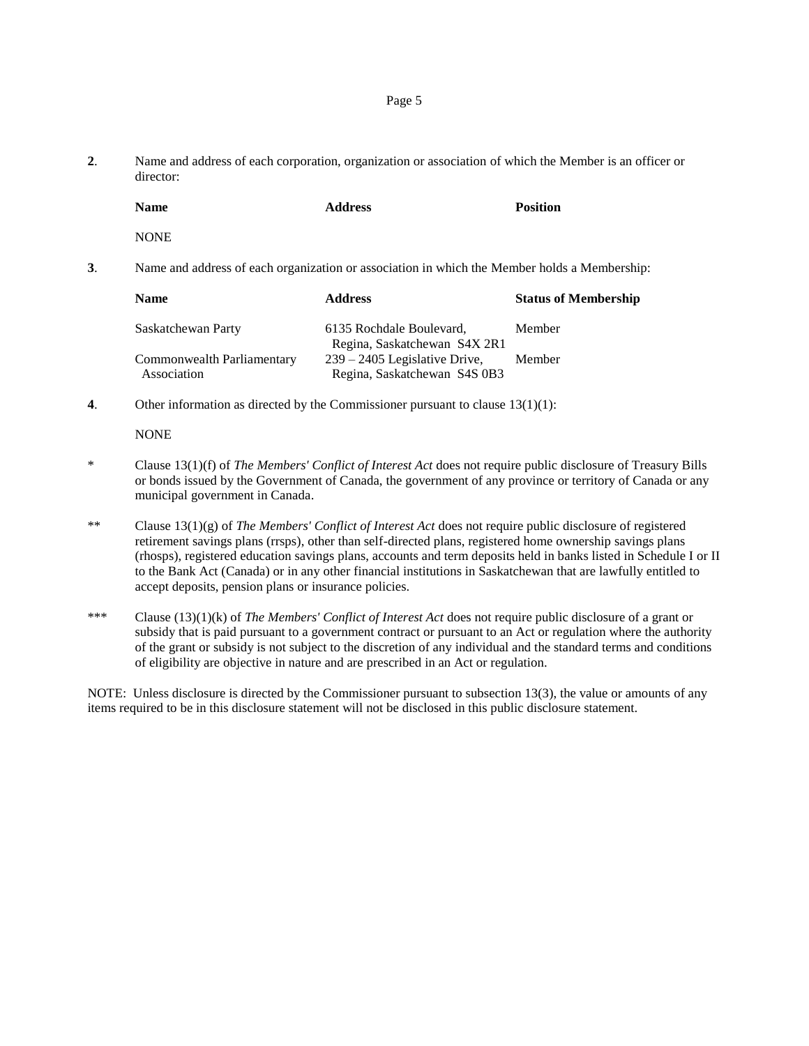**2**. Name and address of each corporation, organization or association of which the Member is an officer or director:

| **Name** | **Address** | **Position** |
|---|---|---|
| NONE | | |

**3**. Name and address of each organization or association in which the Member holds a Membership:

| **Name** | **Address** | **Status of Membership** |
|---|---|---|
| Saskatchewan Party | 6135 Rochdale Boulevard, Regina, Saskatchewan S4X 2R1 | Member |
| Commonwealth Parliamentary Association | 239 – 2405 Legislative Drive, Regina, Saskatchewan S4S 0B3 | Member |

**4**. Other information as directed by the Commissioner pursuant to clause 13(1)(1):

NONE

\* Clause 13(1)(f) of *The Members' Conflict of Interest Act* does not require public disclosure of Treasury Bills or bonds issued by the Government of Canada, the government of any province or territory of Canada or any municipal government in Canada.

\*\* Clause 13(1)(g) of *The Members' Conflict of Interest Act* does not require public disclosure of registered retirement savings plans (rrsps), other than self-directed plans, registered home ownership savings plans (rhosps), registered education savings plans, accounts and term deposits held in banks listed in Schedule I or II to the Bank Act (Canada) or in any other financial institutions in Saskatchewan that are lawfully entitled to accept deposits, pension plans or insurance policies.

\*\*\* Clause (13)(1)(k) of *The Members' Conflict of Interest Act* does not require public disclosure of a grant or subsidy that is paid pursuant to a government contract or pursuant to an Act or regulation where the authority of the grant or subsidy is not subject to the discretion of any individual and the standard terms and conditions of eligibility are objective in nature and are prescribed in an Act or regulation.

NOTE: Unless disclosure is directed by the Commissioner pursuant to subsection 13(3), the value or amounts of any items required to be in this disclosure statement will not be disclosed in this public disclosure statement.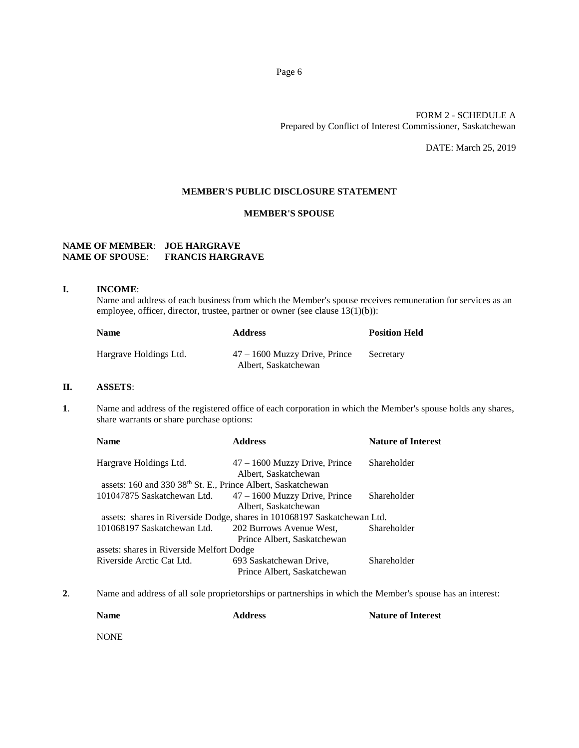FORM 2 - SCHEDULE A
Prepared by Conflict of Interest Commissioner, Saskatchewan

DATE: March 25, 2019

**MEMBER'S PUBLIC DISCLOSURE STATEMENT**

**MEMBER'S SPOUSE**

**NAME OF MEMBER**: **JOE HARGRAVE**
**NAME OF SPOUSE**: **FRANCIS HARGRAVE**

**I. INCOME**:

Name and address of each business from which the Member's spouse receives remuneration for services as an employee, officer, director, trustee, partner or owner (see clause 13(1)(b)):

| Name | Address | Position Held |
|---|---|---|
| Hargrave Holdings Ltd. | 47 – 1600 Muzzy Drive, Prince Albert, Saskatchewan | Secretary |

**II. ASSETS**:

**1**. Name and address of the registered office of each corporation in which the Member's spouse holds any shares, share warrants or share purchase options:

| Name | Address | Nature of Interest |
|---|---|---|
| Hargrave Holdings Ltd. | 47 – 1600 Muzzy Drive, Prince Albert, Saskatchewan | Shareholder |
| assets: 160 and 330 38th St. E., Prince Albert, Saskatchewan | | |
| 101047875 Saskatchewan Ltd. | 47 – 1600 Muzzy Drive, Prince Albert, Saskatchewan | Shareholder |
| assets: shares in Riverside Dodge, shares in 101068197 Saskatchewan Ltd. | | |
| 101068197 Saskatchewan Ltd. | 202 Burrows Avenue West, Prince Albert, Saskatchewan | Shareholder |
| assets: shares in Riverside Melfort Dodge | | |
| Riverside Arctic Cat Ltd. | 693 Saskatchewan Drive, Prince Albert, Saskatchewan | Shareholder |

**2**. Name and address of all sole proprietorships or partnerships in which the Member's spouse has an interest:

| Name | Address | Nature of Interest |
|---|---|---|
| NONE | | |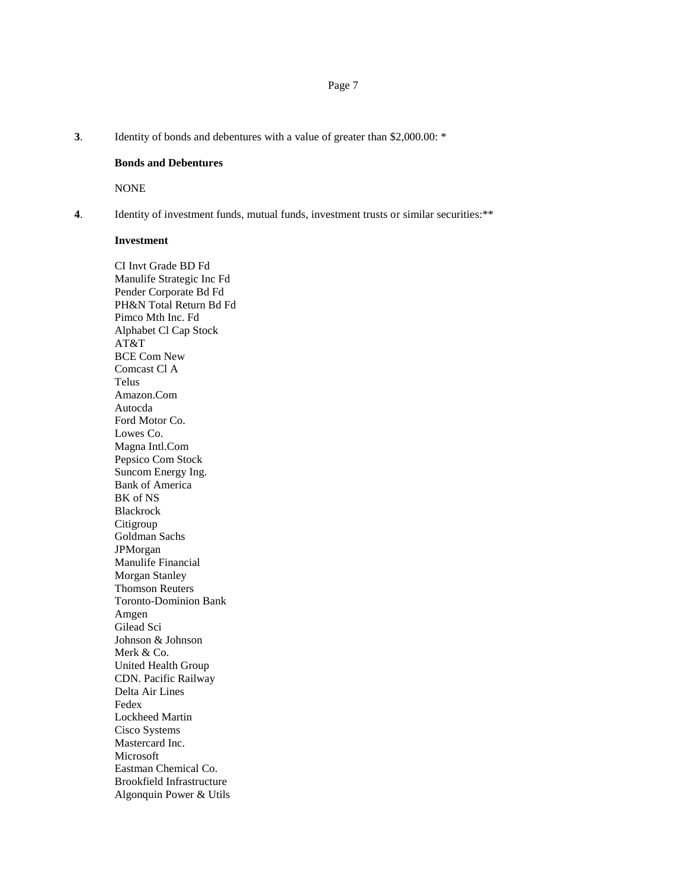**3**. Identity of bonds and debentures with a value of greater than $2,000.00: *

**Bonds and Debentures**

NONE

**4**. Identity of investment funds, mutual funds, investment trusts or similar securities:**

**Investment**

CI Invt Grade BD Fd
Manulife Strategic Inc Fd
Pender Corporate Bd Fd
PH&N Total Return Bd Fd
Pimco Mth Inc. Fd
Alphabet Cl Cap Stock
AT&T
BCE Com New
Comcast Cl A
Telus
Amazon.Com
Autocda
Ford Motor Co.
Lowes Co.
Magna Intl.Com
Pepsico Com Stock
Suncom Energy Ing.
Bank of America
BK of NS
Blackrock
Citigroup
Goldman Sachs
JPMorgan
Manulife Financial
Morgan Stanley
Thomson Reuters
Toronto-Dominion Bank
Amgen
Gilead Sci
Johnson & Johnson
Merk & Co.
United Health Group
CDN. Pacific Railway
Delta Air Lines
Fedex
Lockheed Martin
Cisco Systems
Mastercard Inc.
Microsoft
Eastman Chemical Co.
Brookfield Infrastructure
Algonquin Power & Utils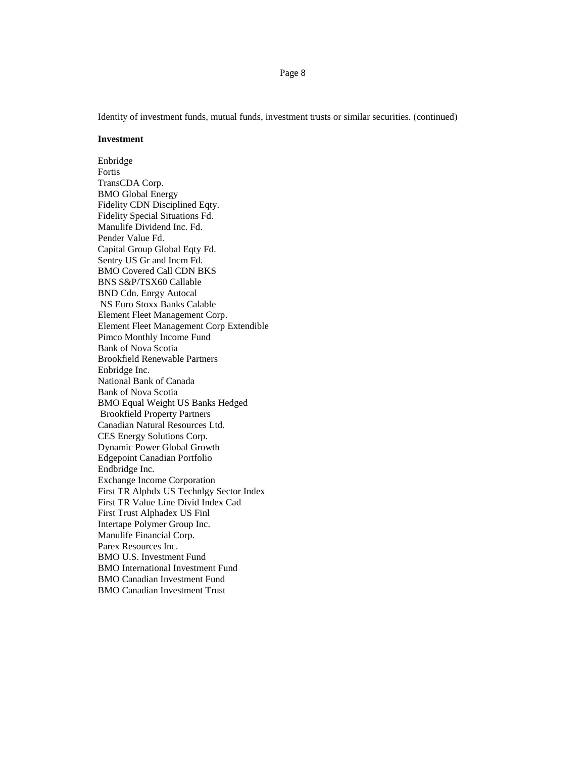Identity of investment funds, mutual funds, investment trusts or similar securities. (continued)

**Investment**

Enbridge
Fortis
TransCDA Corp.
BMO Global Energy
Fidelity CDN Disciplined Eqty.
Fidelity Special Situations Fd.
Manulife Dividend Inc. Fd.
Pender Value Fd.
Capital Group Global Eqty Fd.
Sentry US Gr and Incm Fd.
BMO Covered Call CDN BKS
BNS S&P/TSX60 Callable
BND Cdn. Enrgy Autocal
NS Euro Stoxx Banks Calable
Element Fleet Management Corp.
Element Fleet Management Corp Extendible
Pimco Monthly Income Fund
Bank of Nova Scotia
Brookfield Renewable Partners
Enbridge Inc.
National Bank of Canada
Bank of Nova Scotia
BMO Equal Weight US Banks Hedged
Brookfield Property Partners
Canadian Natural Resources Ltd.
CES Energy Solutions Corp.
Dynamic Power Global Growth
Edgepoint Canadian Portfolio
Endbridge Inc.
Exchange Income Corporation
First TR Alphdx US Technlgy Sector Index
First TR Value Line Divid Index Cad
First Trust Alphadex US Finl
Intertape Polymer Group Inc.
Manulife Financial Corp.
Parex Resources Inc.
BMO U.S. Investment Fund
BMO International Investment Fund
BMO Canadian Investment Fund
BMO Canadian Investment Trust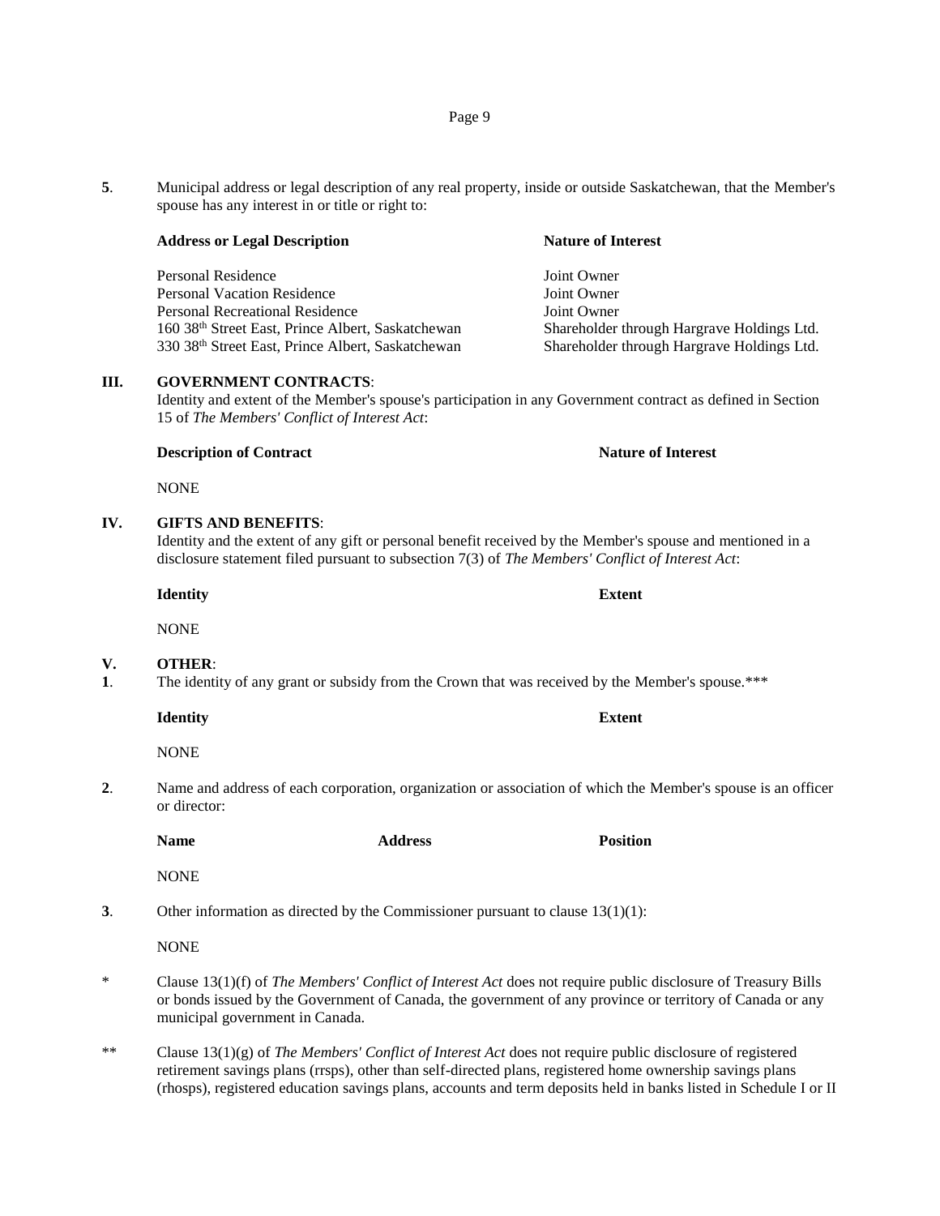**5**. Municipal address or legal description of any real property, inside or outside Saskatchewan, that the Member's spouse has any interest in or title or right to:

| **Address or Legal Description** | **Nature of Interest** |
|---|---|
| Personal Residence | Joint Owner |
| Personal Vacation Residence | Joint Owner |
| Personal Recreational Residence | Joint Owner |
| 160 38th Street East, Prince Albert, Saskatchewan | Shareholder through Hargrave Holdings Ltd. |
| 330 38th Street East, Prince Albert, Saskatchewan | Shareholder through Hargrave Holdings Ltd. |

**III. GOVERNMENT CONTRACTS**:
Identity and extent of the Member's spouse's participation in any Government contract as defined in Section 15 of *The Members' Conflict of Interest Act*:

| **Description of Contract** | **Nature of Interest** |
|---|---|
| NONE | |

**IV. GIFTS AND BENEFITS**:
Identity and the extent of any gift or personal benefit received by the Member's spouse and mentioned in a disclosure statement filed pursuant to subsection 7(3) of *The Members' Conflict of Interest Act*:

| **Identity** | **Extent** |
|---|---|
| NONE | |

**V. OTHER**:

**1**. The identity of any grant or subsidy from the Crown that was received by the Member's spouse.***

| **Identity** | **Extent** |
|---|---|
| NONE | |

**2**. Name and address of each corporation, organization or association of which the Member's spouse is an officer or director:

| **Name** | **Address** | **Position** |
|---|---|---|
| NONE | | |

**3**. Other information as directed by the Commissioner pursuant to clause 13(1)(1):

NONE

\* Clause 13(1)(f) of *The Members' Conflict of Interest Act* does not require public disclosure of Treasury Bills or bonds issued by the Government of Canada, the government of any province or territory of Canada or any municipal government in Canada.

** Clause 13(1)(g) of *The Members' Conflict of Interest Act* does not require public disclosure of registered retirement savings plans (rrsps), other than self-directed plans, registered home ownership savings plans (rhosps), registered education savings plans, accounts and term deposits held in banks listed in Schedule I or II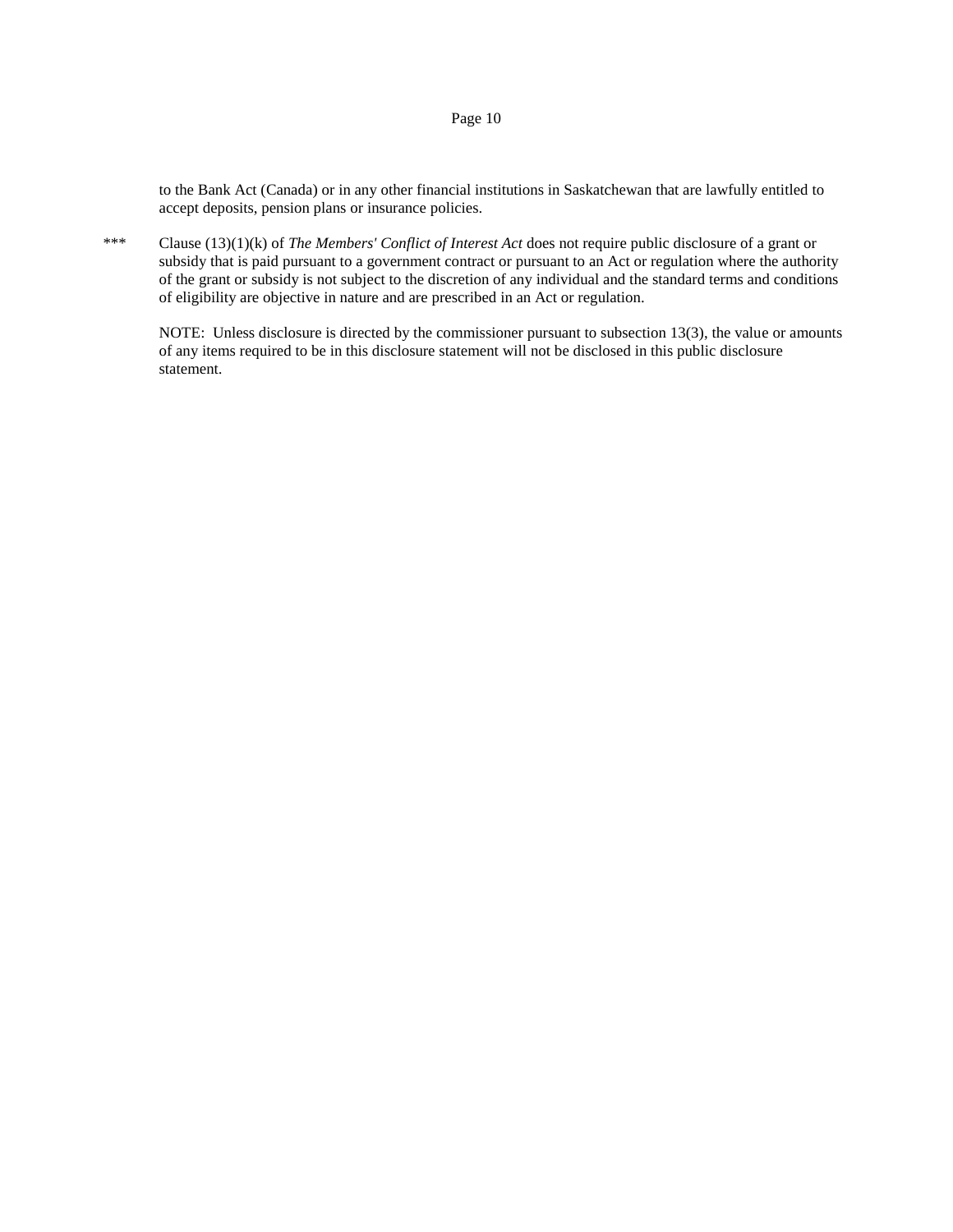to the Bank Act (Canada) or in any other financial institutions in Saskatchewan that are lawfully entitled to accept deposits, pension plans or insurance policies.

*** Clause (13)(1)(k) of *The Members' Conflict of Interest Act* does not require public disclosure of a grant or subsidy that is paid pursuant to a government contract or pursuant to an Act or regulation where the authority of the grant or subsidy is not subject to the discretion of any individual and the standard terms and conditions of eligibility are objective in nature and are prescribed in an Act or regulation.

NOTE: Unless disclosure is directed by the commissioner pursuant to subsection 13(3), the value or amounts of any items required to be in this disclosure statement will not be disclosed in this public disclosure statement.